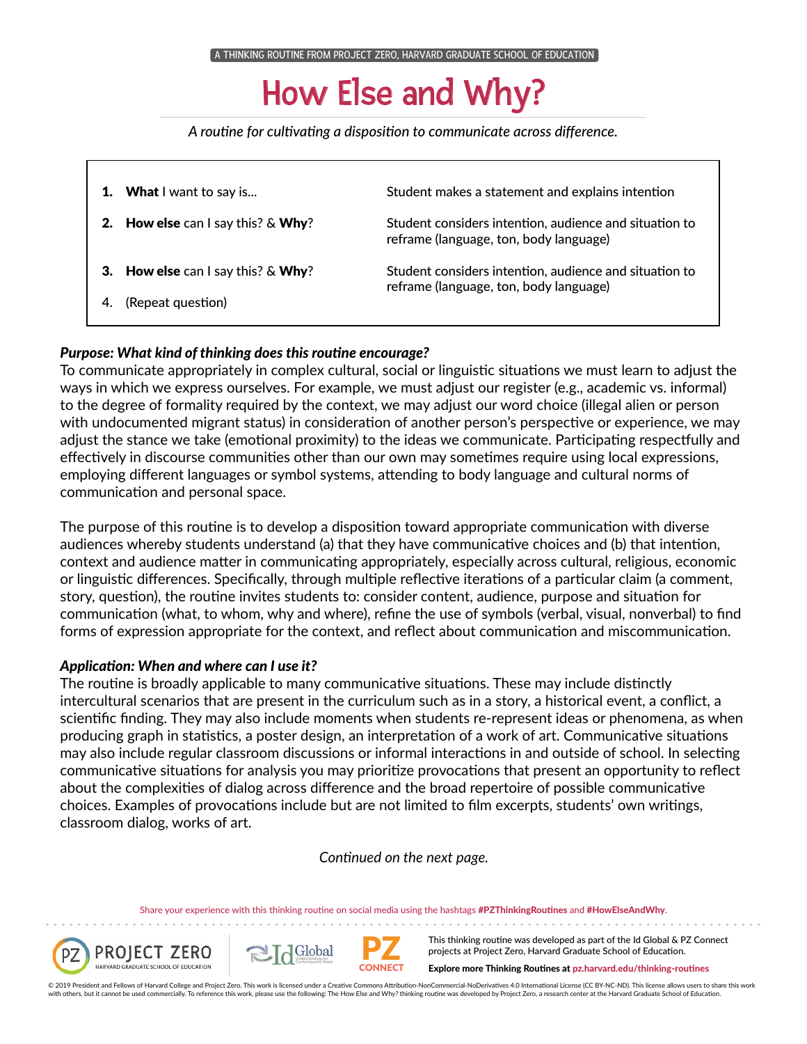A THINKING ROUTINE FROM PROJECT ZERO, HARVARD GRADUATE SCHOOL OF EDUCATION

# How Else and Why?

*A routine for cultivating a disposition to communicate across difference.*

| | |
|---|---|
| 1. **What** I want to say is... | Student makes a statement and explains intention |
| 2. **How else** can I say this? & **Why**? | Student considers intention, audience and situation to reframe (language, ton, body language) |
| 3. **How else** can I say this? & **Why**? | Student considers intention, audience and situation to reframe (language, ton, body language) |
| 4. (Repeat question) | |

***Purpose: What kind of thinking does this routine encourage?***

To communicate appropriately in complex cultural, social or linguistic situations we must learn to adjust the ways in which we express ourselves. For example, we must adjust our register (e.g., academic vs. informal) to the degree of formality required by the context, we may adjust our word choice (illegal alien or person with undocumented migrant status) in consideration of another person's perspective or experience, we may adjust the stance we take (emotional proximity) to the ideas we communicate. Participating respectfully and effectively in discourse communities other than our own may sometimes require using local expressions, employing different languages or symbol systems, attending to body language and cultural norms of communication and personal space.

The purpose of this routine is to develop a disposition toward appropriate communication with diverse audiences whereby students understand (a) that they have communicative choices and (b) that intention, context and audience matter in communicating appropriately, especially across cultural, religious, economic or linguistic differences. Specifically, through multiple reflective iterations of a particular claim (a comment, story, question), the routine invites students to: consider content, audience, purpose and situation for communication (what, to whom, why and where), refine the use of symbols (verbal, visual, nonverbal) to find forms of expression appropriate for the context, and reflect about communication and miscommunication.

***Application: When and where can I use it?***

The routine is broadly applicable to many communicative situations. These may include distinctly intercultural scenarios that are present in the curriculum such as in a story, a historical event, a conflict, a scientific finding. They may also include moments when students re-represent ideas or phenomena, as when producing graph in statistics, a poster design, an interpretation of a work of art. Communicative situations may also include regular classroom discussions or informal interactions in and outside of school. In selecting communicative situations for analysis you may prioritize provocations that present an opportunity to reflect about the complexities of dialog across difference and the broad repertoire of possible communicative choices. Examples of provocations include but are not limited to film excerpts, students' own writings, classroom dialog, works of art.

*Continued on the next page.*

Share your experience with this thinking routine on social media using the hashtags **#PZThinkingRoutines** and **#HowElseAndWhy**.

This thinking routine was developed as part of the Id Global & PZ Connect projects at Project Zero, Harvard Graduate School of Education.

**Explore more Thinking Routines at pz.harvard.edu/thinking-routines**

© 2019 President and Fellows of Harvard College and Project Zero. This work is licensed under a Creative Commons Attribution-NonCommercial-NoDerivatives 4.0 International License (CC BY-NC-ND). This license allows users to share this work with others, but it cannot be used commercially. To reference this work, please use the following: The *How Else and Why?* thinking routine was developed by Project Zero, a research center at the Harvard Graduate School of Education.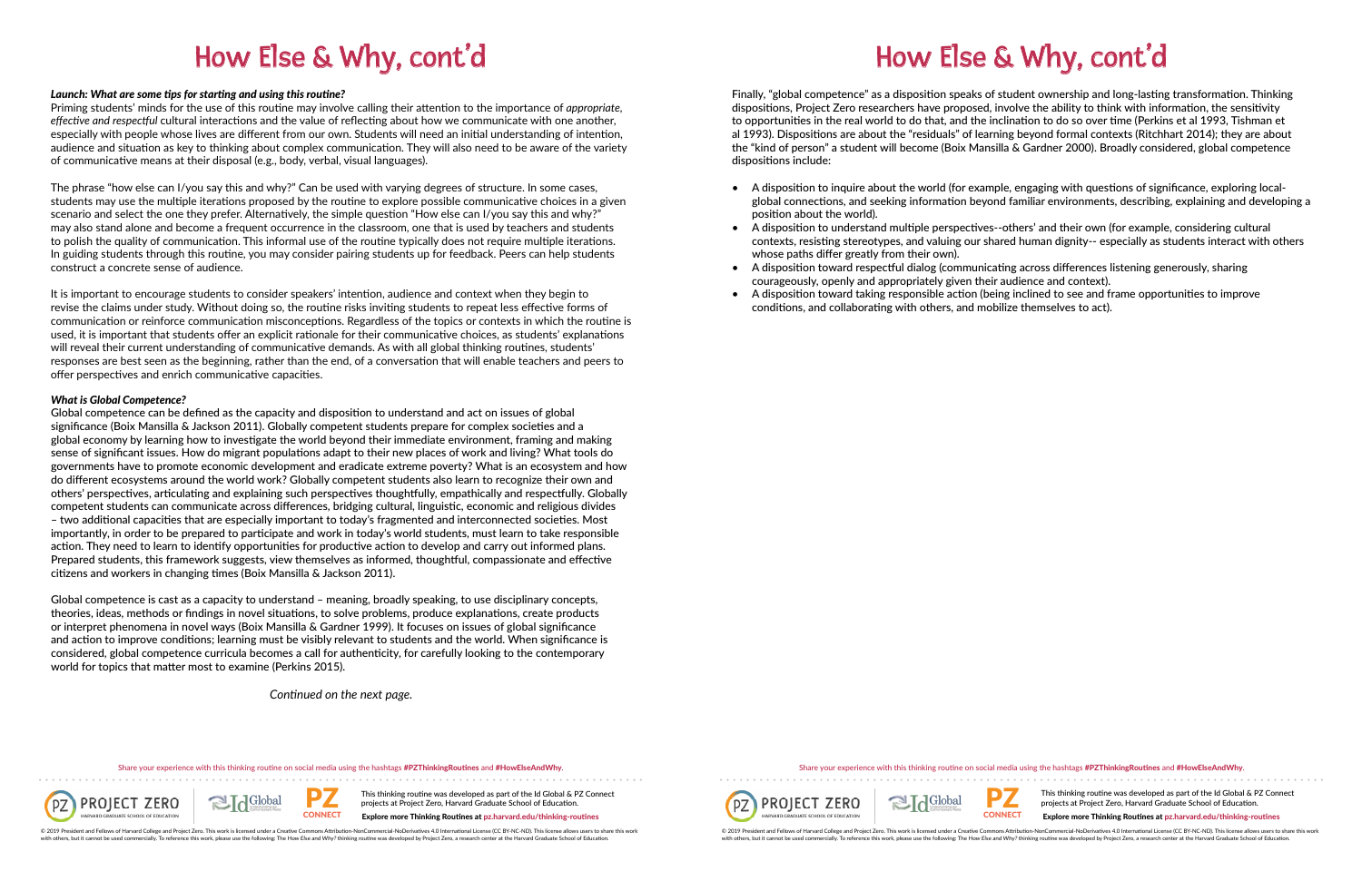# How Else & Why, cont'd

***Launch: What are some tips for starting and using this routine?***

Priming students' minds for the use of this routine may involve calling their attention to the importance of *appropriate, effective and respectful* cultural interactions and the value of reflecting about how we communicate with one another, especially with people whose lives are different from our own. Students will need an initial understanding of intention, audience and situation as key to thinking about complex communication. They will also need to be aware of the variety of communicative means at their disposal (e.g., body, verbal, visual languages).

The phrase "how else can I/you say this and why?" Can be used with varying degrees of structure. In some cases, students may use the multiple iterations proposed by the routine to explore possible communicative choices in a given scenario and select the one they prefer. Alternatively, the simple question "How else can I/you say this and why?" may also stand alone and become a frequent occurrence in the classroom, one that is used by teachers and students to polish the quality of communication. This informal use of the routine typically does not require multiple iterations. In guiding students through this routine, you may consider pairing students up for feedback. Peers can help students construct a concrete sense of audience.

It is important to encourage students to consider speakers' intention, audience and context when they begin to revise the claims under study. Without doing so, the routine risks inviting students to repeat less effective forms of communication or reinforce communication misconceptions. Regardless of the topics or contexts in which the routine is used, it is important that students offer an explicit rationale for their communicative choices, as students' explanations will reveal their current understanding of communicative demands. As with all global thinking routines, students' responses are best seen as the beginning, rather than the end, of a conversation that will enable teachers and peers to offer perspectives and enrich communicative capacities.

***What is Global Competence?***

Global competence can be defined as the capacity and disposition to understand and act on issues of global significance (Boix Mansilla & Jackson 2011). Globally competent students prepare for complex societies and a global economy by learning how to investigate the world beyond their immediate environment, framing and making sense of significant issues. How do migrant populations adapt to their new places of work and living? What tools do governments have to promote economic development and eradicate extreme poverty? What is an ecosystem and how do different ecosystems around the world work? Globally competent students also learn to recognize their own and others' perspectives, articulating and explaining such perspectives thoughtfully, empathically and respectfully. Globally competent students can communicate across differences, bridging cultural, linguistic, economic and religious divides – two additional capacities that are especially important to today's fragmented and interconnected societies. Most importantly, in order to be prepared to participate and work in today's world students, must learn to take responsible action. They need to learn to identify opportunities for productive action to develop and carry out informed plans. Prepared students, this framework suggests, view themselves as informed, thoughtful, compassionate and effective citizens and workers in changing times (Boix Mansilla & Jackson 2011).

Global competence is cast as a capacity to understand – meaning, broadly speaking, to use disciplinary concepts, theories, ideas, methods or findings in novel situations, to solve problems, produce explanations, create products or interpret phenomena in novel ways (Boix Mansilla & Gardner 1999). It focuses on issues of global significance and action to improve conditions; learning must be visibly relevant to students and the world. When significance is considered, global competence curricula becomes a call for authenticity, for carefully looking to the contemporary world for topics that matter most to examine (Perkins 2015).

*Continued on the next page.*

Share your experience with this thinking routine on social media using the hashtags **#PZThinkingRoutines** and **#HowElseAndWhy**.

This thinking routine was developed as part of the Id Global & PZ Connect projects at Project Zero, Harvard Graduate School of Education.

**Explore more Thinking Routines at pz.harvard.edu/thinking-routines**

© 2019 President and Fellows of Harvard College and Project Zero. This work is licensed under a Creative Commons Attribution-NonCommercial-NoDerivatives 4.0 International License (CC BY-NC-ND). This license allows users to share this work with others, but it cannot be used commercially. To reference this work, please use the following: The How Else and Why? thinking routine was developed by Project Zero, a research center at the Harvard Graduate School of Education.

# How Else & Why, cont'd

Finally, "global competence" as a disposition speaks of student ownership and long-lasting transformation. Thinking dispositions, Project Zero researchers have proposed, involve the ability to think with information, the sensitivity to opportunities in the real world to do that, and the inclination to do so over time (Perkins et al 1993, Tishman et al 1993). Dispositions are about the "residuals" of learning beyond formal contexts (Ritchhart 2014); they are about the "kind of person" a student will become (Boix Mansilla & Gardner 2000). Broadly considered, global competence dispositions include:

- A disposition to inquire about the world (for example, engaging with questions of significance, exploring local-global connections, and seeking information beyond familiar environments, describing, explaining and developing a position about the world).
- A disposition to understand multiple perspectives--others' and their own (for example, considering cultural contexts, resisting stereotypes, and valuing our shared human dignity-- especially as students interact with others whose paths differ greatly from their own).
- A disposition toward respectful dialog (communicating across differences listening generously, sharing courageously, openly and appropriately given their audience and context).
- A disposition toward taking responsible action (being inclined to see and frame opportunities to improve conditions, and collaborating with others, and mobilize themselves to act).

Share your experience with this thinking routine on social media using the hashtags **#PZThinkingRoutines** and **#HowElseAndWhy**.

This thinking routine was developed as part of the Id Global & PZ Connect projects at Project Zero, Harvard Graduate School of Education.

**Explore more Thinking Routines at pz.harvard.edu/thinking-routines**

© 2019 President and Fellows of Harvard College and Project Zero. This work is licensed under a Creative Commons Attribution-NonCommercial-NoDerivatives 4.0 International License (CC BY-NC-ND). This license allows users to share this work with others, but it cannot be used commercially. To reference this work, please use the following: The How Else and Why? thinking routine was developed by Project Zero, a research center at the Harvard Graduate School of Education.